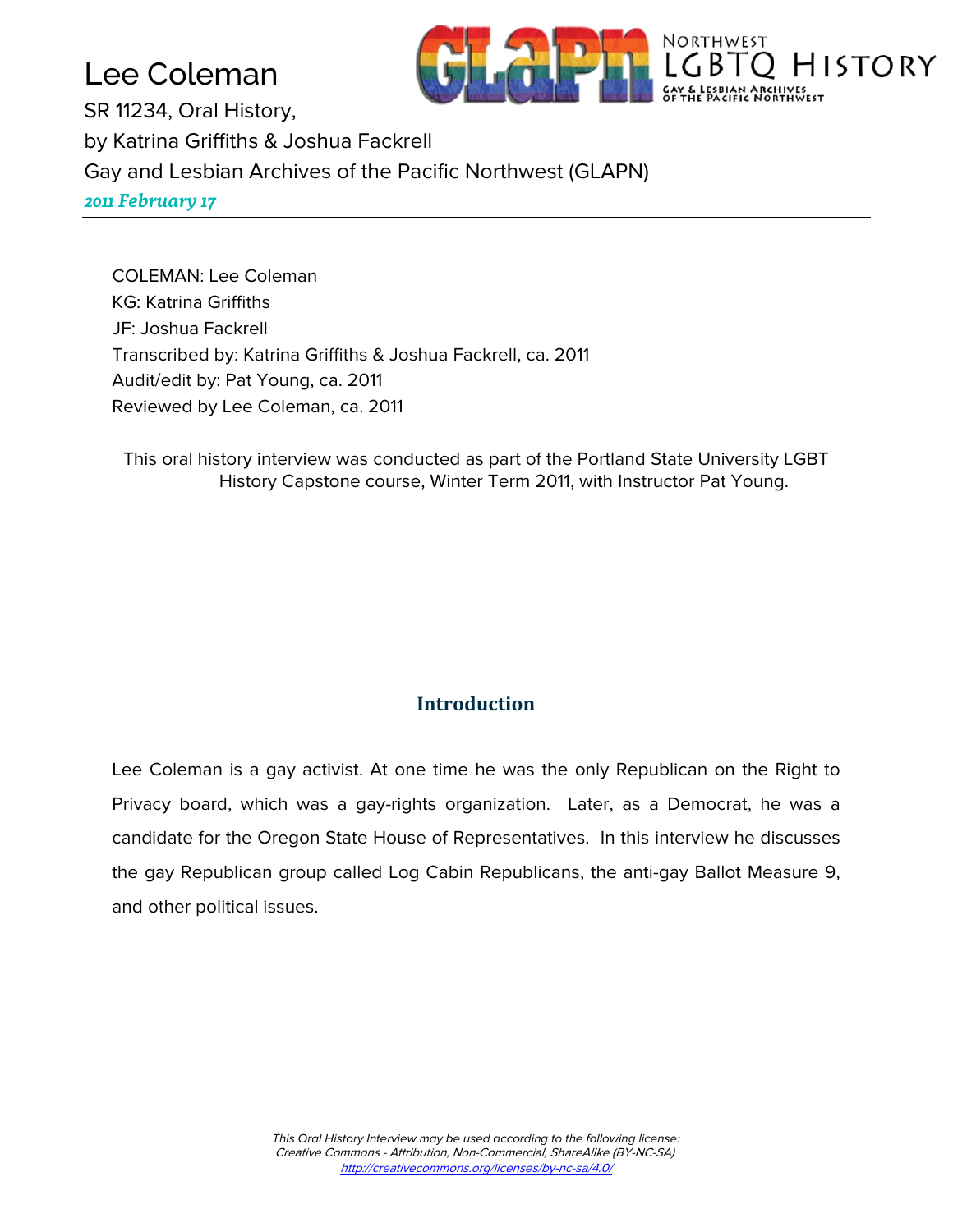# Lee Coleman

SR 11234, Oral History,

by Katrina Griffiths & Joshua Fackrell

Gay and Lesbian Archives of the Pacific Northwest (GLAPN)

*2011 February 17*

---

COLEMAN: Lee Coleman

KG: Katrina Griffiths

JF: Joshua Fackrell

Transcribed by: Katrina Griffiths & Joshua Fackrell, ca. 2011

Audit/edit by: Pat Young, ca. 2011

Reviewed by Lee Coleman, ca. 2011

This oral history interview was conducted as part of the Portland State University LGBT History Capstone course, Winter Term 2011, with Instructor Pat Young.

## Introduction

Lee Coleman is a gay activist. At one time he was the only Republican on the Right to Privacy board, which was a gay-rights organization. Later, as a Democrat, he was a candidate for the Oregon State House of Representatives. In this interview he discusses the gay Republican group called Log Cabin Republicans, the anti-gay Ballot Measure 9, and other political issues.

*This Oral History Interview may be used according to the following license: Creative Commons - Attribution, Non-Commercial, ShareAlike (BY-NC-SA) http://creativecommons.org/licenses/by-nc-sa/4.0/*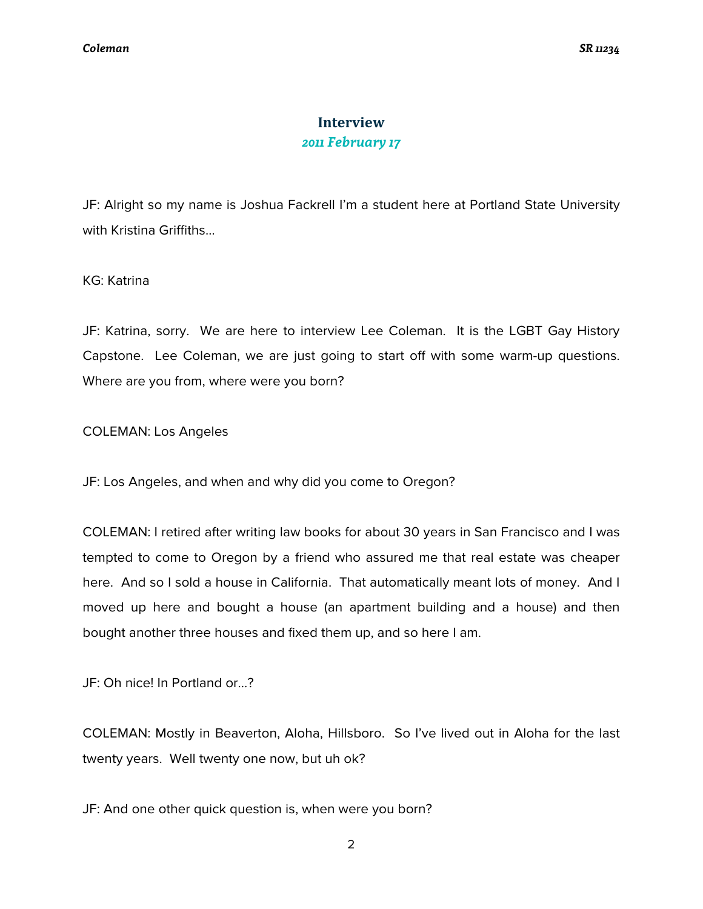# Interview

*2011 February 17*

JF: Alright so my name is Joshua Fackrell I'm a student here at Portland State University with Kristina Griffiths…

KG: Katrina

JF: Katrina, sorry. We are here to interview Lee Coleman. It is the LGBT Gay History Capstone. Lee Coleman, we are just going to start off with some warm-up questions. Where are you from, where were you born?

COLEMAN: Los Angeles

JF: Los Angeles, and when and why did you come to Oregon?

COLEMAN: I retired after writing law books for about 30 years in San Francisco and I was tempted to come to Oregon by a friend who assured me that real estate was cheaper here. And so I sold a house in California. That automatically meant lots of money. And I moved up here and bought a house (an apartment building and a house) and then bought another three houses and fixed them up, and so here I am.

JF: Oh nice! In Portland or…?

COLEMAN: Mostly in Beaverton, Aloha, Hillsboro. So I've lived out in Aloha for the last twenty years. Well twenty one now, but uh ok?

JF: And one other quick question is, when were you born?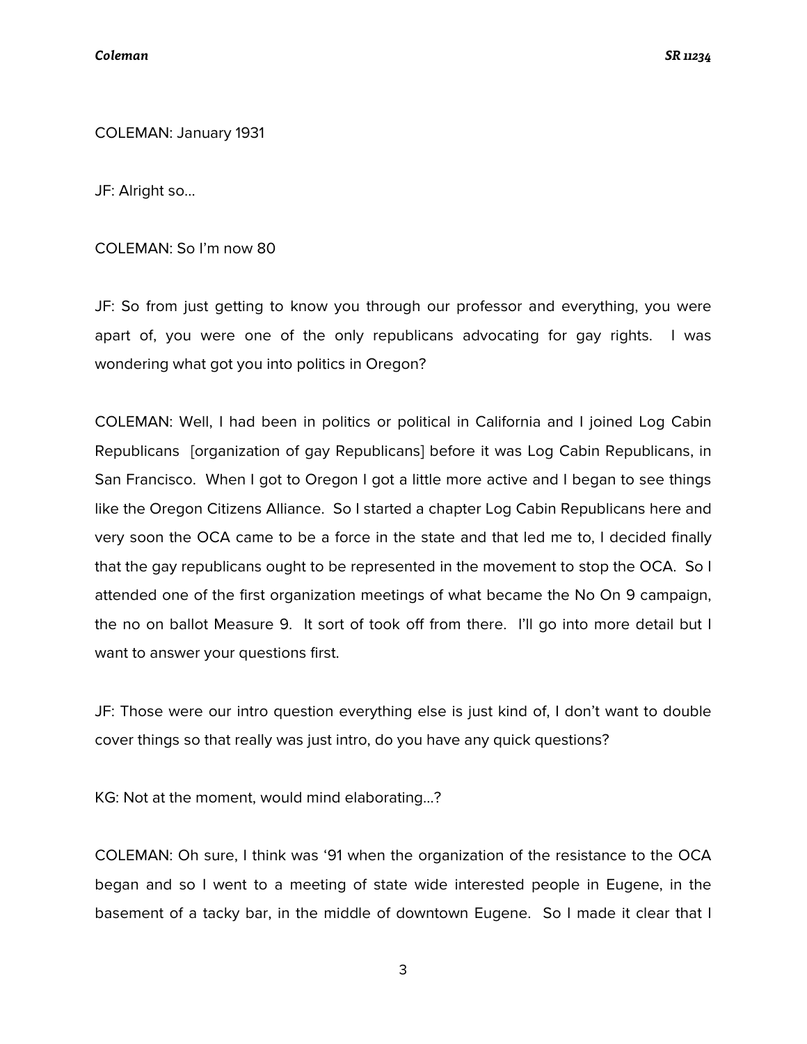COLEMAN: January 1931

JF: Alright so…

COLEMAN: So I'm now 80

JF: So from just getting to know you through our professor and everything, you were apart of, you were one of the only republicans advocating for gay rights.  I was wondering what got you into politics in Oregon?

COLEMAN: Well, I had been in politics or political in California and I joined Log Cabin Republicans  [organization of gay Republicans] before it was Log Cabin Republicans, in San Francisco.  When I got to Oregon I got a little more active and I began to see things like the Oregon Citizens Alliance.  So I started a chapter Log Cabin Republicans here and very soon the OCA came to be a force in the state and that led me to, I decided finally that the gay republicans ought to be represented in the movement to stop the OCA.  So I attended one of the first organization meetings of what became the No On 9 campaign, the no on ballot Measure 9.  It sort of took off from there.  I'll go into more detail but I want to answer your questions first.

JF: Those were our intro question everything else is just kind of, I don't want to double cover things so that really was just intro, do you have any quick questions?

KG: Not at the moment, would mind elaborating…?

COLEMAN: Oh sure, I think was '91 when the organization of the resistance to the OCA began and so I went to a meeting of state wide interested people in Eugene, in the basement of a tacky bar, in the middle of downtown Eugene.  So I made it clear that I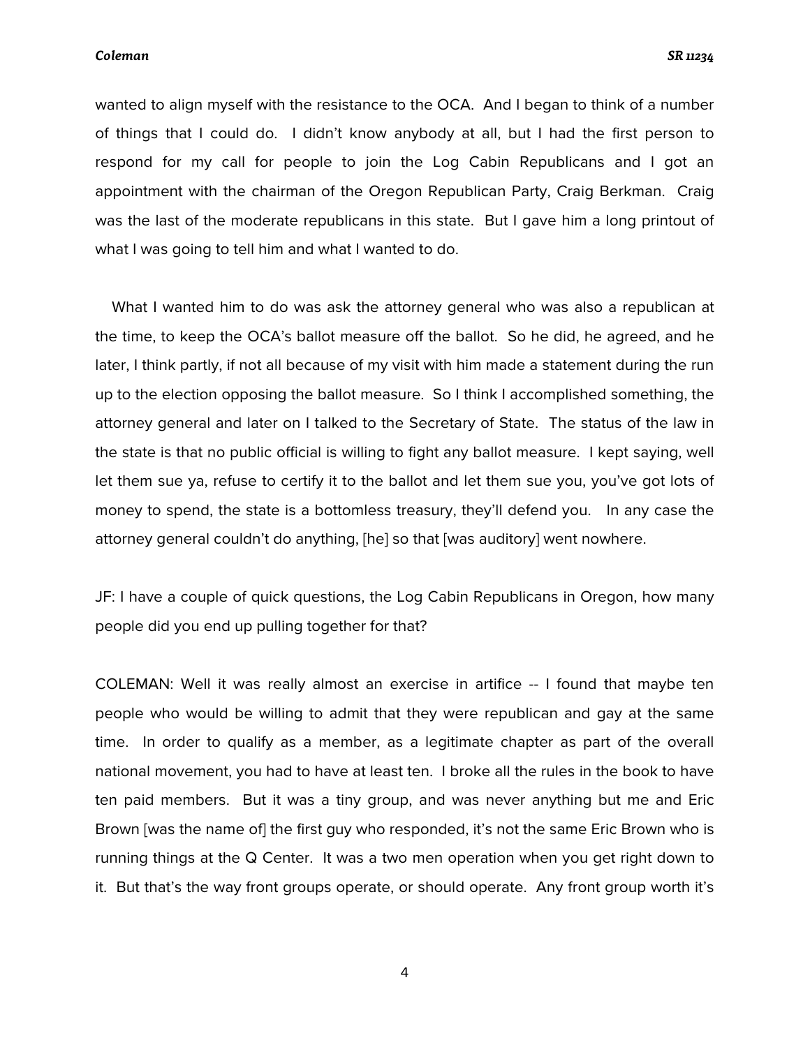wanted to align myself with the resistance to the OCA. And I began to think of a number of things that I could do. I didn't know anybody at all, but I had the first person to respond for my call for people to join the Log Cabin Republicans and I got an appointment with the chairman of the Oregon Republican Party, Craig Berkman. Craig was the last of the moderate republicans in this state. But I gave him a long printout of what I was going to tell him and what I wanted to do.

What I wanted him to do was ask the attorney general who was also a republican at the time, to keep the OCA's ballot measure off the ballot. So he did, he agreed, and he later, I think partly, if not all because of my visit with him made a statement during the run up to the election opposing the ballot measure. So I think I accomplished something, the attorney general and later on I talked to the Secretary of State. The status of the law in the state is that no public official is willing to fight any ballot measure. I kept saying, well let them sue ya, refuse to certify it to the ballot and let them sue you, you've got lots of money to spend, the state is a bottomless treasury, they'll defend you. In any case the attorney general couldn't do anything, [he] so that [was auditory] went nowhere.

JF: I have a couple of quick questions, the Log Cabin Republicans in Oregon, how many people did you end up pulling together for that?

COLEMAN: Well it was really almost an exercise in artifice -- I found that maybe ten people who would be willing to admit that they were republican and gay at the same time. In order to qualify as a member, as a legitimate chapter as part of the overall national movement, you had to have at least ten. I broke all the rules in the book to have ten paid members. But it was a tiny group, and was never anything but me and Eric Brown [was the name of] the first guy who responded, it's not the same Eric Brown who is running things at the Q Center. It was a two men operation when you get right down to it. But that's the way front groups operate, or should operate. Any front group worth it's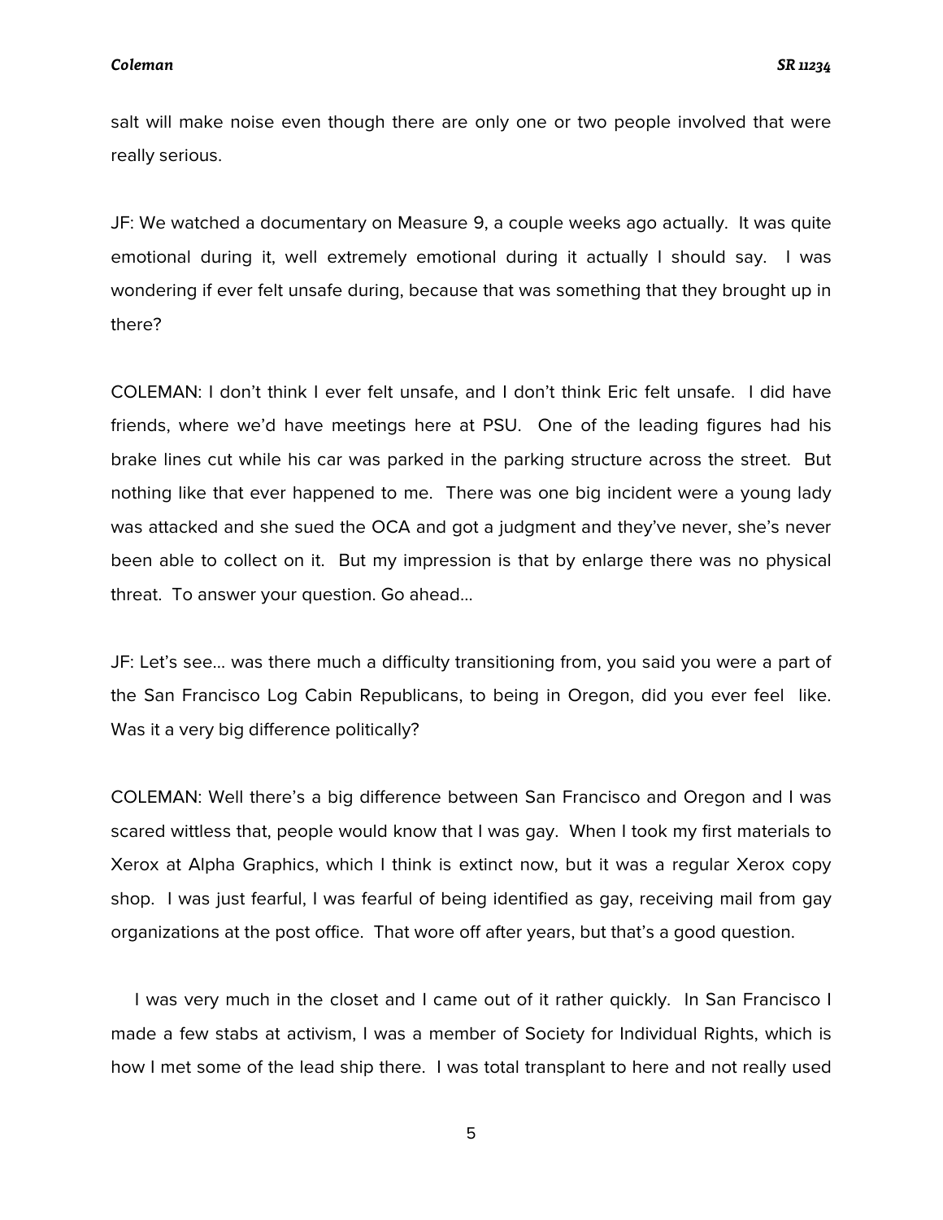salt will make noise even though there are only one or two people involved that were really serious.

JF: We watched a documentary on Measure 9, a couple weeks ago actually. It was quite emotional during it, well extremely emotional during it actually I should say. I was wondering if ever felt unsafe during, because that was something that they brought up in there?

COLEMAN: I don't think I ever felt unsafe, and I don't think Eric felt unsafe. I did have friends, where we'd have meetings here at PSU. One of the leading figures had his brake lines cut while his car was parked in the parking structure across the street. But nothing like that ever happened to me. There was one big incident were a young lady was attacked and she sued the OCA and got a judgment and they've never, she's never been able to collect on it. But my impression is that by enlarge there was no physical threat. To answer your question. Go ahead…

JF: Let's see… was there much a difficulty transitioning from, you said you were a part of the San Francisco Log Cabin Republicans, to being in Oregon, did you ever feel like. Was it a very big difference politically?

COLEMAN: Well there's a big difference between San Francisco and Oregon and I was scared wittless that, people would know that I was gay. When I took my first materials to Xerox at Alpha Graphics, which I think is extinct now, but it was a regular Xerox copy shop. I was just fearful, I was fearful of being identified as gay, receiving mail from gay organizations at the post office. That wore off after years, but that's a good question.

I was very much in the closet and I came out of it rather quickly. In San Francisco I made a few stabs at activism, I was a member of Society for Individual Rights, which is how I met some of the lead ship there. I was total transplant to here and not really used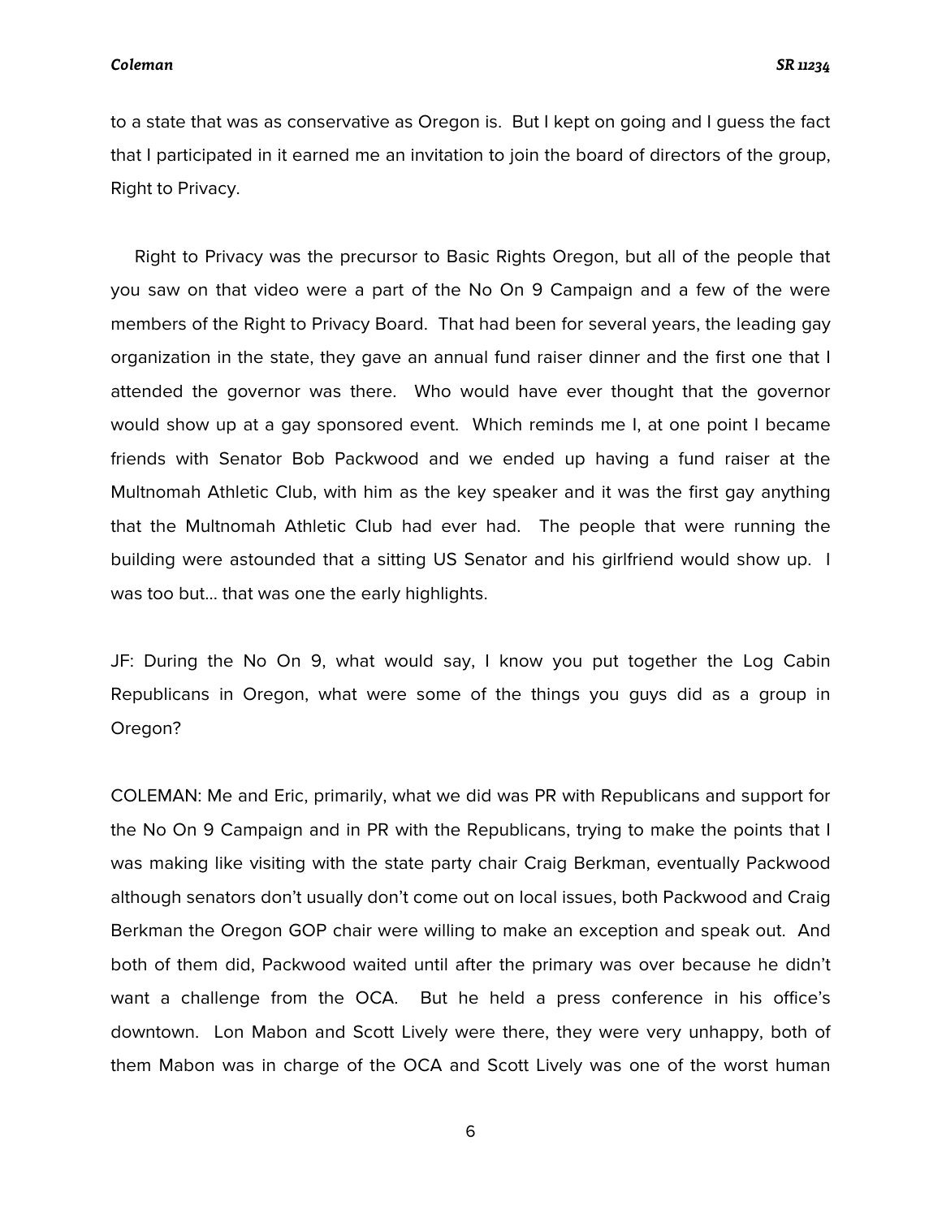to a state that was as conservative as Oregon is. But I kept on going and I guess the fact that I participated in it earned me an invitation to join the board of directors of the group, Right to Privacy.

Right to Privacy was the precursor to Basic Rights Oregon, but all of the people that you saw on that video were a part of the No On 9 Campaign and a few of the were members of the Right to Privacy Board. That had been for several years, the leading gay organization in the state, they gave an annual fund raiser dinner and the first one that I attended the governor was there. Who would have ever thought that the governor would show up at a gay sponsored event. Which reminds me I, at one point I became friends with Senator Bob Packwood and we ended up having a fund raiser at the Multnomah Athletic Club, with him as the key speaker and it was the first gay anything that the Multnomah Athletic Club had ever had. The people that were running the building were astounded that a sitting US Senator and his girlfriend would show up. I was too but… that was one the early highlights.

JF: During the No On 9, what would say, I know you put together the Log Cabin Republicans in Oregon, what were some of the things you guys did as a group in Oregon?

COLEMAN: Me and Eric, primarily, what we did was PR with Republicans and support for the No On 9 Campaign and in PR with the Republicans, trying to make the points that I was making like visiting with the state party chair Craig Berkman, eventually Packwood although senators don't usually don't come out on local issues, both Packwood and Craig Berkman the Oregon GOP chair were willing to make an exception and speak out. And both of them did, Packwood waited until after the primary was over because he didn't want a challenge from the OCA. But he held a press conference in his office's downtown. Lon Mabon and Scott Lively were there, they were very unhappy, both of them Mabon was in charge of the OCA and Scott Lively was one of the worst human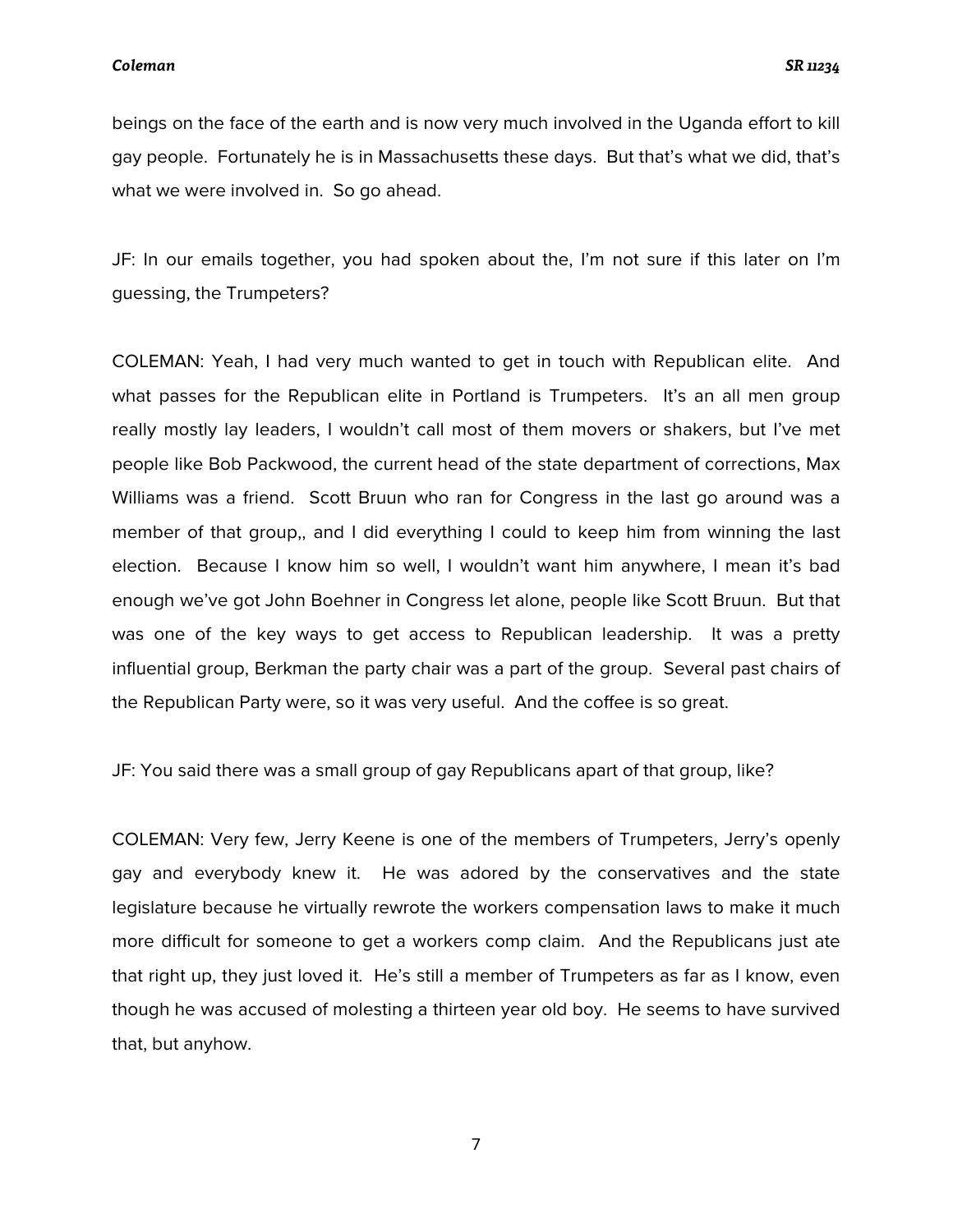beings on the face of the earth and is now very much involved in the Uganda effort to kill gay people. Fortunately he is in Massachusetts these days. But that's what we did, that's what we were involved in. So go ahead.

JF: In our emails together, you had spoken about the, I'm not sure if this later on I'm guessing, the Trumpeters?

COLEMAN: Yeah, I had very much wanted to get in touch with Republican elite. And what passes for the Republican elite in Portland is Trumpeters. It's an all men group really mostly lay leaders, I wouldn't call most of them movers or shakers, but I've met people like Bob Packwood, the current head of the state department of corrections, Max Williams was a friend. Scott Bruun who ran for Congress in the last go around was a member of that group,, and I did everything I could to keep him from winning the last election. Because I know him so well, I wouldn't want him anywhere, I mean it's bad enough we've got John Boehner in Congress let alone, people like Scott Bruun. But that was one of the key ways to get access to Republican leadership. It was a pretty influential group, Berkman the party chair was a part of the group. Several past chairs of the Republican Party were, so it was very useful. And the coffee is so great.

JF: You said there was a small group of gay Republicans apart of that group, like?

COLEMAN: Very few, Jerry Keene is one of the members of Trumpeters, Jerry's openly gay and everybody knew it. He was adored by the conservatives and the state legislature because he virtually rewrote the workers compensation laws to make it much more difficult for someone to get a workers comp claim. And the Republicans just ate that right up, they just loved it. He's still a member of Trumpeters as far as I know, even though he was accused of molesting a thirteen year old boy. He seems to have survived that, but anyhow.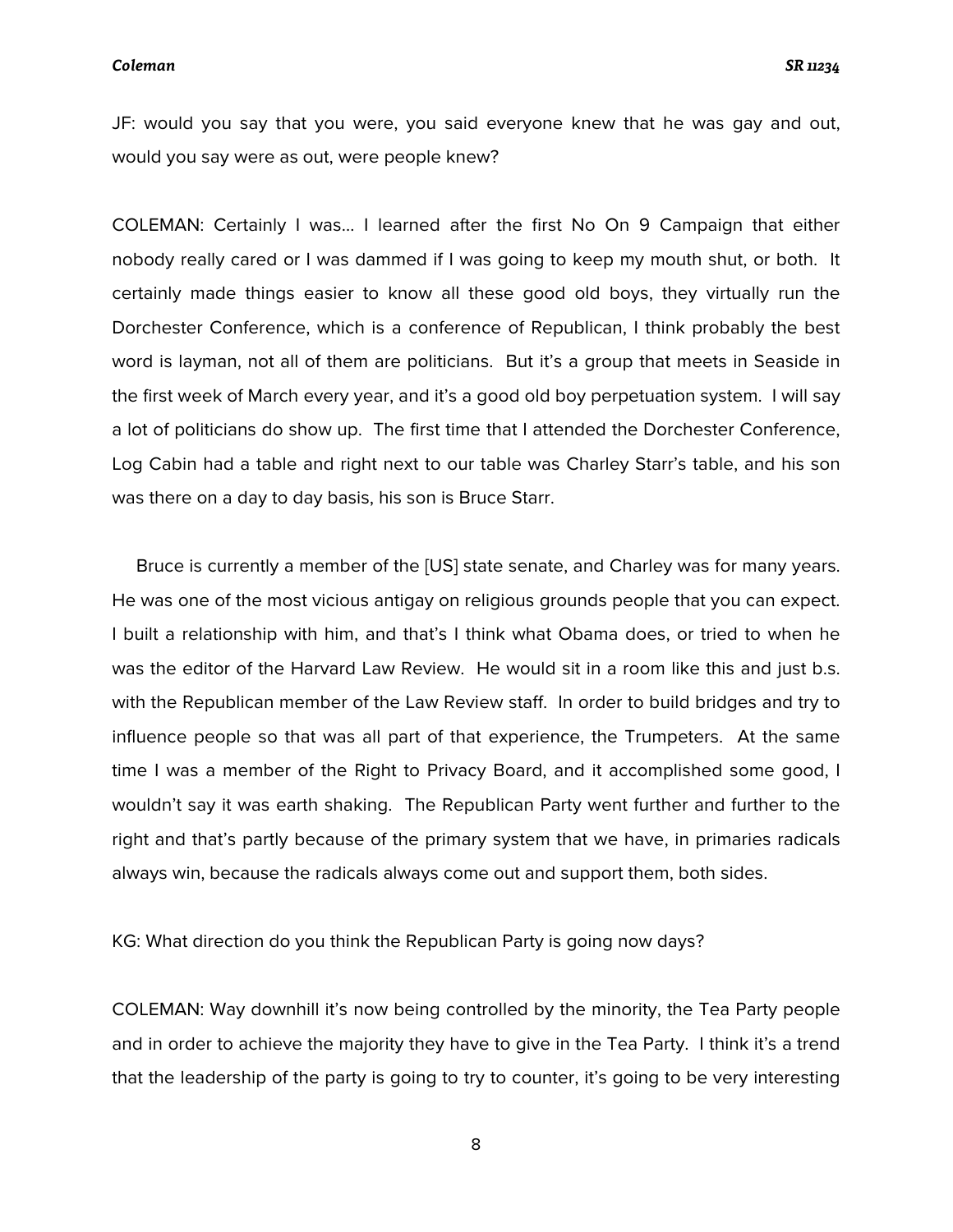JF: would you say that you were, you said everyone knew that he was gay and out, would you say were as out, were people knew?

COLEMAN: Certainly I was… I learned after the first No On 9 Campaign that either nobody really cared or I was dammed if I was going to keep my mouth shut, or both. It certainly made things easier to know all these good old boys, they virtually run the Dorchester Conference, which is a conference of Republican, I think probably the best word is layman, not all of them are politicians. But it's a group that meets in Seaside in the first week of March every year, and it's a good old boy perpetuation system. I will say a lot of politicians do show up. The first time that I attended the Dorchester Conference, Log Cabin had a table and right next to our table was Charley Starr's table, and his son was there on a day to day basis, his son is Bruce Starr.

Bruce is currently a member of the [US] state senate, and Charley was for many years. He was one of the most vicious antigay on religious grounds people that you can expect. I built a relationship with him, and that's I think what Obama does, or tried to when he was the editor of the Harvard Law Review. He would sit in a room like this and just b.s. with the Republican member of the Law Review staff. In order to build bridges and try to influence people so that was all part of that experience, the Trumpeters. At the same time I was a member of the Right to Privacy Board, and it accomplished some good, I wouldn't say it was earth shaking. The Republican Party went further and further to the right and that's partly because of the primary system that we have, in primaries radicals always win, because the radicals always come out and support them, both sides.

KG: What direction do you think the Republican Party is going now days?

COLEMAN: Way downhill it's now being controlled by the minority, the Tea Party people and in order to achieve the majority they have to give in the Tea Party. I think it's a trend that the leadership of the party is going to try to counter, it's going to be very interesting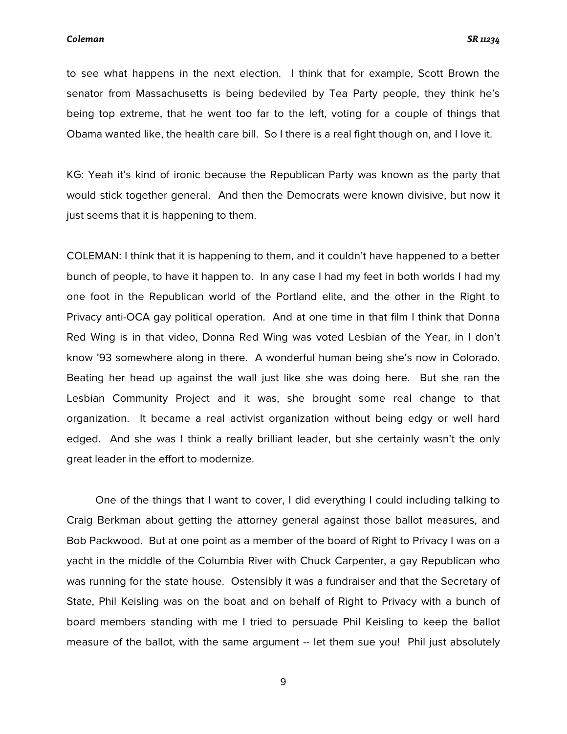to see what happens in the next election. I think that for example, Scott Brown the senator from Massachusetts is being bedeviled by Tea Party people, they think he's being top extreme, that he went too far to the left, voting for a couple of things that Obama wanted like, the health care bill. So I there is a real fight though on, and I love it.

KG: Yeah it's kind of ironic because the Republican Party was known as the party that would stick together general. And then the Democrats were known divisive, but now it just seems that it is happening to them.

COLEMAN: I think that it is happening to them, and it couldn't have happened to a better bunch of people, to have it happen to. In any case I had my feet in both worlds I had my one foot in the Republican world of the Portland elite, and the other in the Right to Privacy anti-OCA gay political operation. And at one time in that film I think that Donna Red Wing is in that video, Donna Red Wing was voted Lesbian of the Year, in I don't know '93 somewhere along in there. A wonderful human being she's now in Colorado. Beating her head up against the wall just like she was doing here. But she ran the Lesbian Community Project and it was, she brought some real change to that organization. It became a real activist organization without being edgy or well hard edged. And she was I think a really brilliant leader, but she certainly wasn't the only great leader in the effort to modernize.

One of the things that I want to cover, I did everything I could including talking to Craig Berkman about getting the attorney general against those ballot measures, and Bob Packwood. But at one point as a member of the board of Right to Privacy I was on a yacht in the middle of the Columbia River with Chuck Carpenter, a gay Republican who was running for the state house. Ostensibly it was a fundraiser and that the Secretary of State, Phil Keisling was on the boat and on behalf of Right to Privacy with a bunch of board members standing with me I tried to persuade Phil Keisling to keep the ballot measure of the ballot, with the same argument -- let them sue you! Phil just absolutely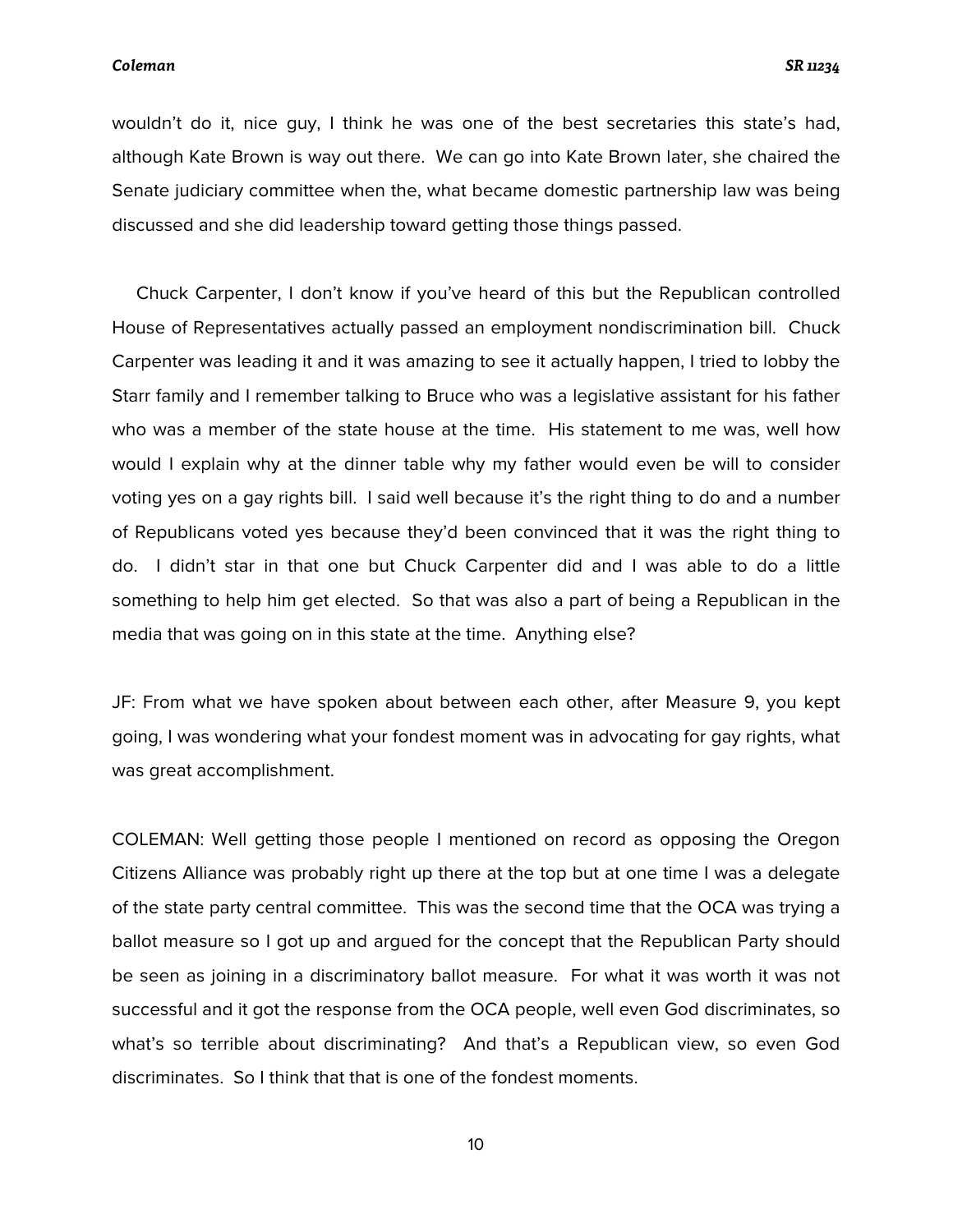wouldn't do it, nice guy, I think he was one of the best secretaries this state's had, although Kate Brown is way out there. We can go into Kate Brown later, she chaired the Senate judiciary committee when the, what became domestic partnership law was being discussed and she did leadership toward getting those things passed.

Chuck Carpenter, I don't know if you've heard of this but the Republican controlled House of Representatives actually passed an employment nondiscrimination bill. Chuck Carpenter was leading it and it was amazing to see it actually happen, I tried to lobby the Starr family and I remember talking to Bruce who was a legislative assistant for his father who was a member of the state house at the time. His statement to me was, well how would I explain why at the dinner table why my father would even be will to consider voting yes on a gay rights bill. I said well because it's the right thing to do and a number of Republicans voted yes because they'd been convinced that it was the right thing to do. I didn't star in that one but Chuck Carpenter did and I was able to do a little something to help him get elected. So that was also a part of being a Republican in the media that was going on in this state at the time. Anything else?

JF: From what we have spoken about between each other, after Measure 9, you kept going, I was wondering what your fondest moment was in advocating for gay rights, what was great accomplishment.

COLEMAN: Well getting those people I mentioned on record as opposing the Oregon Citizens Alliance was probably right up there at the top but at one time I was a delegate of the state party central committee. This was the second time that the OCA was trying a ballot measure so I got up and argued for the concept that the Republican Party should be seen as joining in a discriminatory ballot measure. For what it was worth it was not successful and it got the response from the OCA people, well even God discriminates, so what's so terrible about discriminating? And that's a Republican view, so even God discriminates. So I think that that is one of the fondest moments.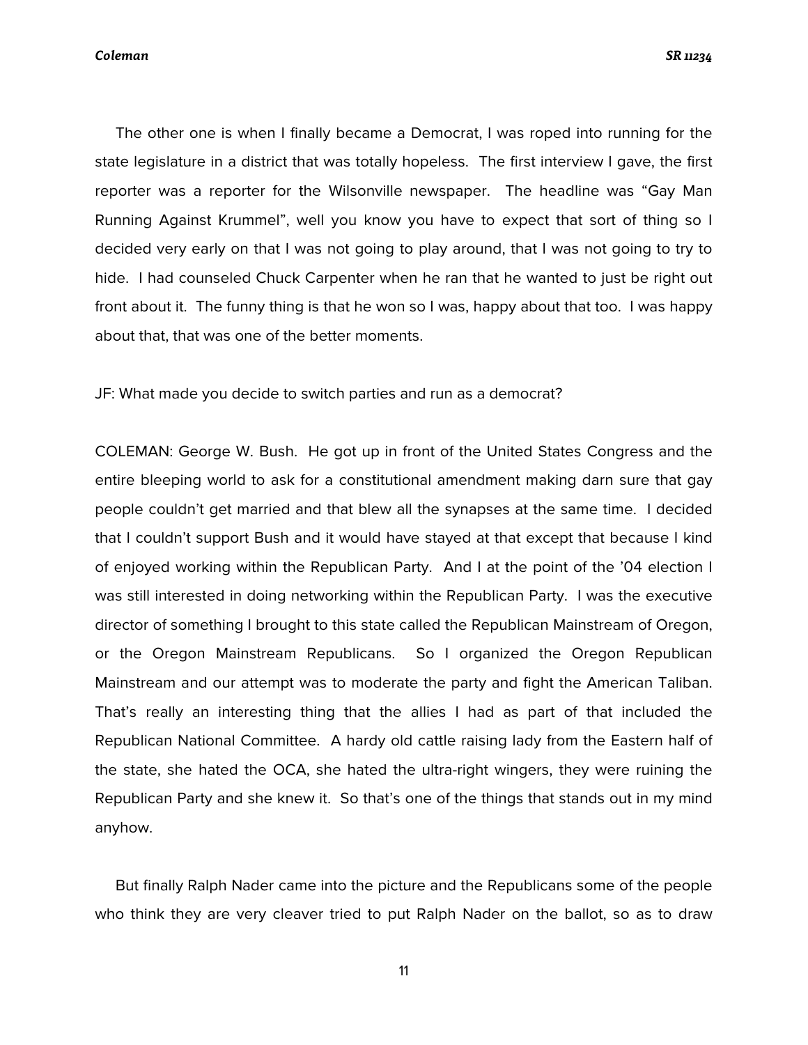The other one is when I finally became a Democrat, I was roped into running for the state legislature in a district that was totally hopeless. The first interview I gave, the first reporter was a reporter for the Wilsonville newspaper. The headline was "Gay Man Running Against Krummel", well you know you have to expect that sort of thing so I decided very early on that I was not going to play around, that I was not going to try to hide. I had counseled Chuck Carpenter when he ran that he wanted to just be right out front about it. The funny thing is that he won so I was, happy about that too. I was happy about that, that was one of the better moments.

JF: What made you decide to switch parties and run as a democrat?

COLEMAN: George W. Bush. He got up in front of the United States Congress and the entire bleeping world to ask for a constitutional amendment making darn sure that gay people couldn't get married and that blew all the synapses at the same time. I decided that I couldn't support Bush and it would have stayed at that except that because I kind of enjoyed working within the Republican Party. And I at the point of the '04 election I was still interested in doing networking within the Republican Party. I was the executive director of something I brought to this state called the Republican Mainstream of Oregon, or the Oregon Mainstream Republicans. So I organized the Oregon Republican Mainstream and our attempt was to moderate the party and fight the American Taliban. That's really an interesting thing that the allies I had as part of that included the Republican National Committee. A hardy old cattle raising lady from the Eastern half of the state, she hated the OCA, she hated the ultra-right wingers, they were ruining the Republican Party and she knew it. So that's one of the things that stands out in my mind anyhow.

But finally Ralph Nader came into the picture and the Republicans some of the people who think they are very cleaver tried to put Ralph Nader on the ballot, so as to draw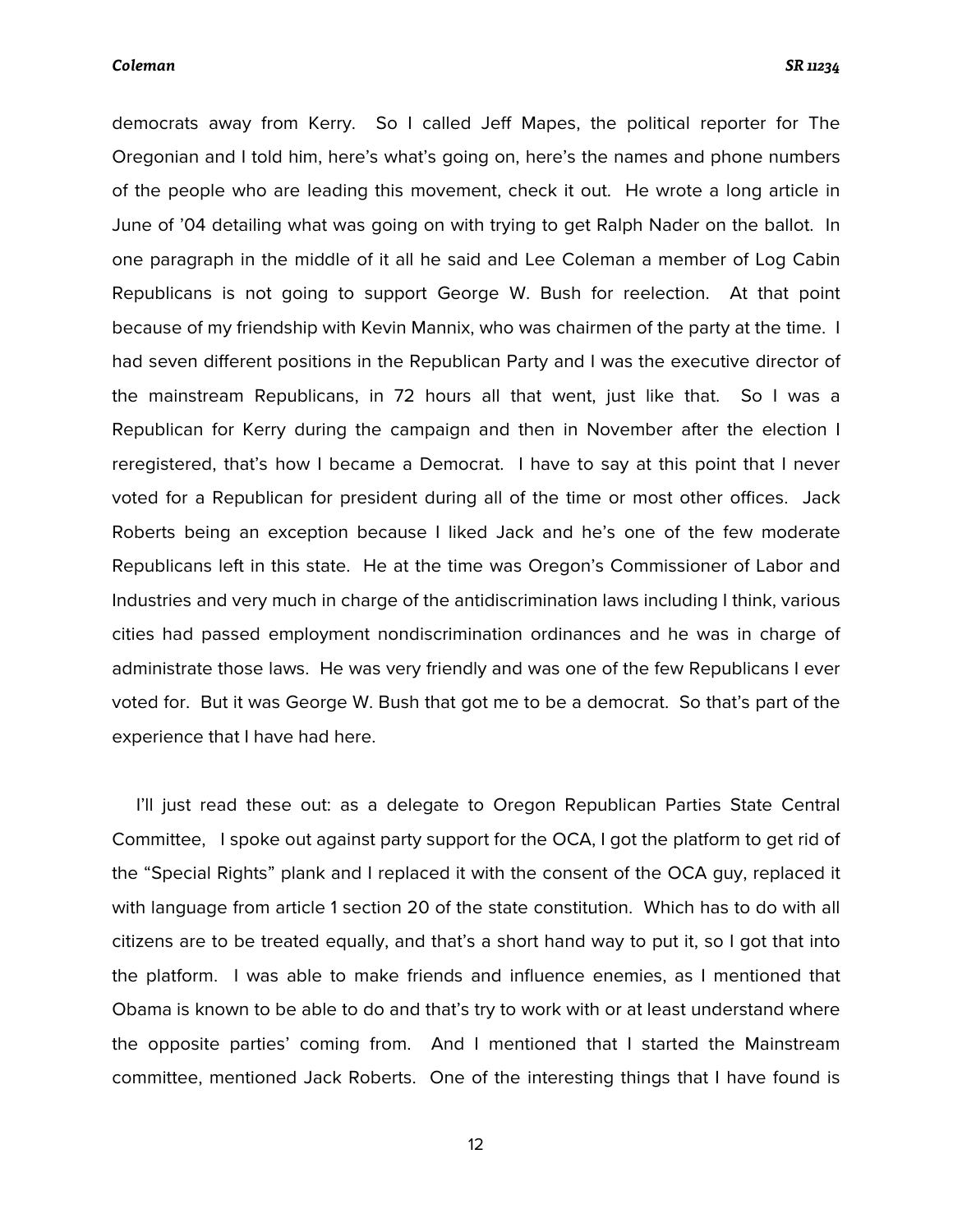democrats away from Kerry. So I called Jeff Mapes, the political reporter for The Oregonian and I told him, here's what's going on, here's the names and phone numbers of the people who are leading this movement, check it out. He wrote a long article in June of '04 detailing what was going on with trying to get Ralph Nader on the ballot. In one paragraph in the middle of it all he said and Lee Coleman a member of Log Cabin Republicans is not going to support George W. Bush for reelection. At that point because of my friendship with Kevin Mannix, who was chairmen of the party at the time. I had seven different positions in the Republican Party and I was the executive director of the mainstream Republicans, in 72 hours all that went, just like that. So I was a Republican for Kerry during the campaign and then in November after the election I reregistered, that's how I became a Democrat. I have to say at this point that I never voted for a Republican for president during all of the time or most other offices. Jack Roberts being an exception because I liked Jack and he's one of the few moderate Republicans left in this state. He at the time was Oregon's Commissioner of Labor and Industries and very much in charge of the antidiscrimination laws including I think, various cities had passed employment nondiscrimination ordinances and he was in charge of administrate those laws. He was very friendly and was one of the few Republicans I ever voted for. But it was George W. Bush that got me to be a democrat. So that's part of the experience that I have had here.

I'll just read these out: as a delegate to Oregon Republican Parties State Central Committee, I spoke out against party support for the OCA, I got the platform to get rid of the "Special Rights" plank and I replaced it with the consent of the OCA guy, replaced it with language from article 1 section 20 of the state constitution. Which has to do with all citizens are to be treated equally, and that's a short hand way to put it, so I got that into the platform. I was able to make friends and influence enemies, as I mentioned that Obama is known to be able to do and that's try to work with or at least understand where the opposite parties' coming from. And I mentioned that I started the Mainstream committee, mentioned Jack Roberts. One of the interesting things that I have found is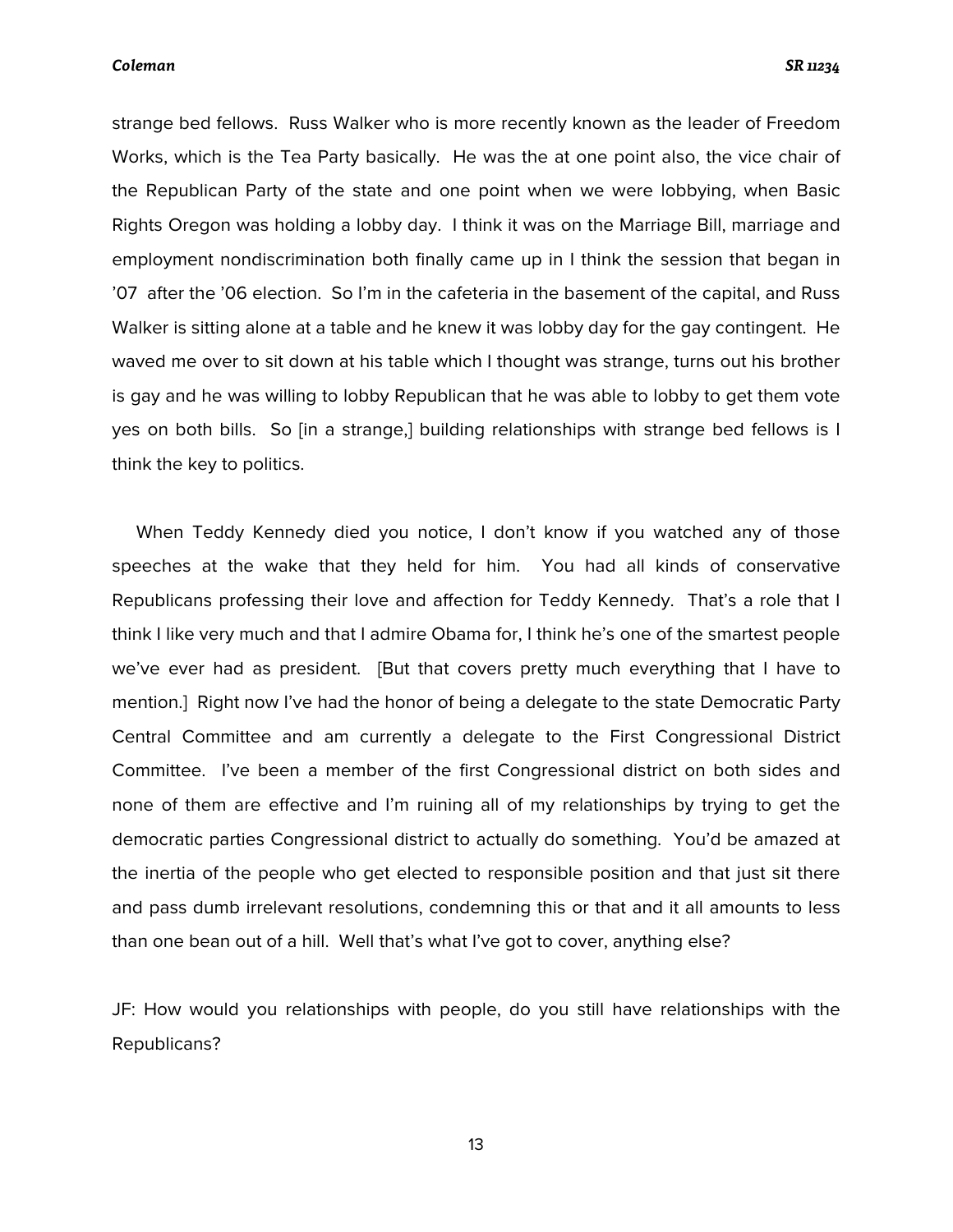strange bed fellows. Russ Walker who is more recently known as the leader of Freedom Works, which is the Tea Party basically. He was the at one point also, the vice chair of the Republican Party of the state and one point when we were lobbying, when Basic Rights Oregon was holding a lobby day. I think it was on the Marriage Bill, marriage and employment nondiscrimination both finally came up in I think the session that began in '07 after the '06 election. So I'm in the cafeteria in the basement of the capital, and Russ Walker is sitting alone at a table and he knew it was lobby day for the gay contingent. He waved me over to sit down at his table which I thought was strange, turns out his brother is gay and he was willing to lobby Republican that he was able to lobby to get them vote yes on both bills. So [in a strange,] building relationships with strange bed fellows is I think the key to politics.

When Teddy Kennedy died you notice, I don't know if you watched any of those speeches at the wake that they held for him. You had all kinds of conservative Republicans professing their love and affection for Teddy Kennedy. That's a role that I think I like very much and that I admire Obama for, I think he's one of the smartest people we've ever had as president. [But that covers pretty much everything that I have to mention.] Right now I've had the honor of being a delegate to the state Democratic Party Central Committee and am currently a delegate to the First Congressional District Committee. I've been a member of the first Congressional district on both sides and none of them are effective and I'm ruining all of my relationships by trying to get the democratic parties Congressional district to actually do something. You'd be amazed at the inertia of the people who get elected to responsible position and that just sit there and pass dumb irrelevant resolutions, condemning this or that and it all amounts to less than one bean out of a hill. Well that's what I've got to cover, anything else?

JF: How would you relationships with people, do you still have relationships with the Republicans?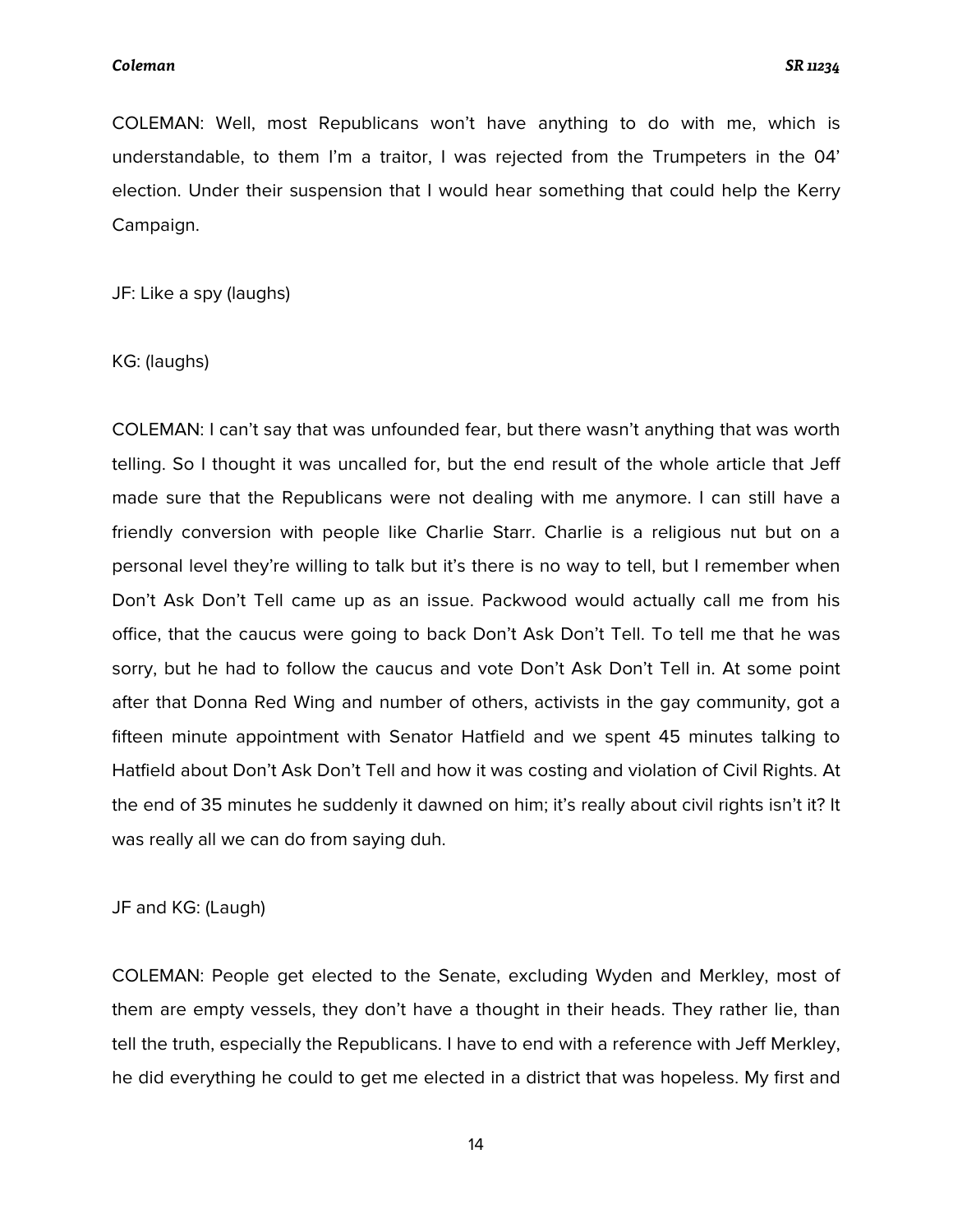COLEMAN: Well, most Republicans won't have anything to do with me, which is understandable, to them I'm a traitor, I was rejected from the Trumpeters in the 04' election. Under their suspension that I would hear something that could help the Kerry Campaign.

JF: Like a spy (laughs)

KG: (laughs)

COLEMAN: I can't say that was unfounded fear, but there wasn't anything that was worth telling. So I thought it was uncalled for, but the end result of the whole article that Jeff made sure that the Republicans were not dealing with me anymore. I can still have a friendly conversion with people like Charlie Starr. Charlie is a religious nut but on a personal level they're willing to talk but it's there is no way to tell, but I remember when Don't Ask Don't Tell came up as an issue. Packwood would actually call me from his office, that the caucus were going to back Don't Ask Don't Tell. To tell me that he was sorry, but he had to follow the caucus and vote Don't Ask Don't Tell in. At some point after that Donna Red Wing and number of others, activists in the gay community, got a fifteen minute appointment with Senator Hatfield and we spent 45 minutes talking to Hatfield about Don't Ask Don't Tell and how it was costing and violation of Civil Rights. At the end of 35 minutes he suddenly it dawned on him; it's really about civil rights isn't it? It was really all we can do from saying duh.

JF and KG: (Laugh)

COLEMAN: People get elected to the Senate, excluding Wyden and Merkley, most of them are empty vessels, they don't have a thought in their heads. They rather lie, than tell the truth, especially the Republicans. I have to end with a reference with Jeff Merkley, he did everything he could to get me elected in a district that was hopeless. My first and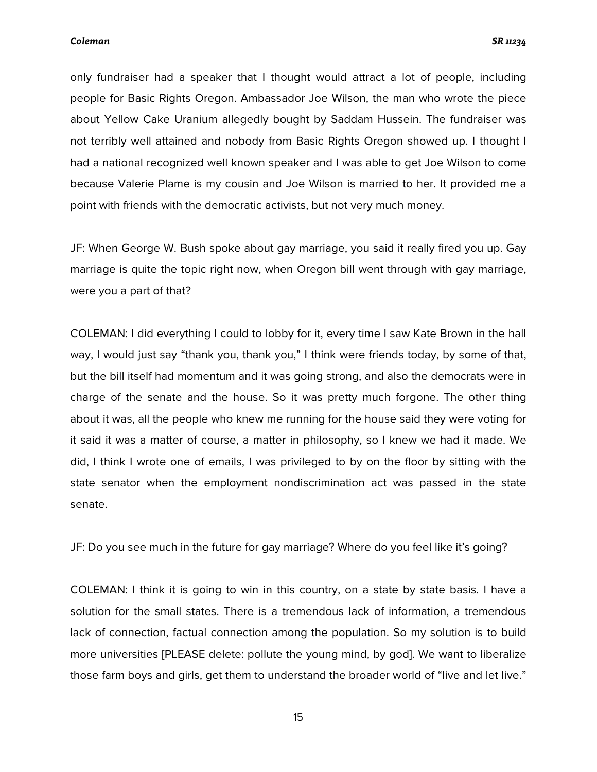only fundraiser had a speaker that I thought would attract a lot of people, including people for Basic Rights Oregon. Ambassador Joe Wilson, the man who wrote the piece about Yellow Cake Uranium allegedly bought by Saddam Hussein. The fundraiser was not terribly well attained and nobody from Basic Rights Oregon showed up. I thought I had a national recognized well known speaker and I was able to get Joe Wilson to come because Valerie Plame is my cousin and Joe Wilson is married to her. It provided me a point with friends with the democratic activists, but not very much money.

JF: When George W. Bush spoke about gay marriage, you said it really fired you up. Gay marriage is quite the topic right now, when Oregon bill went through with gay marriage, were you a part of that?

COLEMAN: I did everything I could to lobby for it, every time I saw Kate Brown in the hall way, I would just say "thank you, thank you," I think were friends today, by some of that, but the bill itself had momentum and it was going strong, and also the democrats were in charge of the senate and the house. So it was pretty much forgone. The other thing about it was, all the people who knew me running for the house said they were voting for it said it was a matter of course, a matter in philosophy, so I knew we had it made. We did, I think I wrote one of emails, I was privileged to by on the floor by sitting with the state senator when the employment nondiscrimination act was passed in the state senate.

JF: Do you see much in the future for gay marriage? Where do you feel like it's going?

COLEMAN: I think it is going to win in this country, on a state by state basis. I have a solution for the small states. There is a tremendous lack of information, a tremendous lack of connection, factual connection among the population. So my solution is to build more universities [PLEASE delete: pollute the young mind, by god]. We want to liberalize those farm boys and girls, get them to understand the broader world of "live and let live."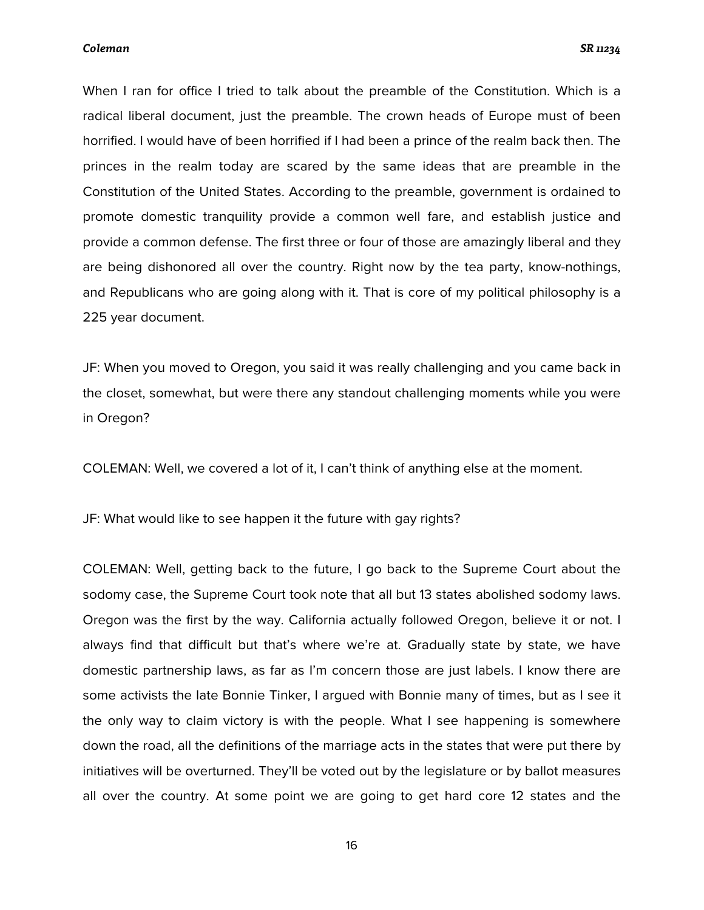When I ran for office I tried to talk about the preamble of the Constitution. Which is a radical liberal document, just the preamble. The crown heads of Europe must of been horrified. I would have of been horrified if I had been a prince of the realm back then. The princes in the realm today are scared by the same ideas that are preamble in the Constitution of the United States. According to the preamble, government is ordained to promote domestic tranquility provide a common well fare, and establish justice and provide a common defense. The first three or four of those are amazingly liberal and they are being dishonored all over the country. Right now by the tea party, know-nothings, and Republicans who are going along with it. That is core of my political philosophy is a 225 year document.

JF: When you moved to Oregon, you said it was really challenging and you came back in the closet, somewhat, but were there any standout challenging moments while you were in Oregon?

COLEMAN: Well, we covered a lot of it, I can't think of anything else at the moment.

JF: What would like to see happen it the future with gay rights?

COLEMAN: Well, getting back to the future, I go back to the Supreme Court about the sodomy case, the Supreme Court took note that all but 13 states abolished sodomy laws. Oregon was the first by the way. California actually followed Oregon, believe it or not. I always find that difficult but that's where we're at. Gradually state by state, we have domestic partnership laws, as far as I'm concern those are just labels. I know there are some activists the late Bonnie Tinker, I argued with Bonnie many of times, but as I see it the only way to claim victory is with the people. What I see happening is somewhere down the road, all the definitions of the marriage acts in the states that were put there by initiatives will be overturned. They'll be voted out by the legislature or by ballot measures all over the country. At some point we are going to get hard core 12 states and the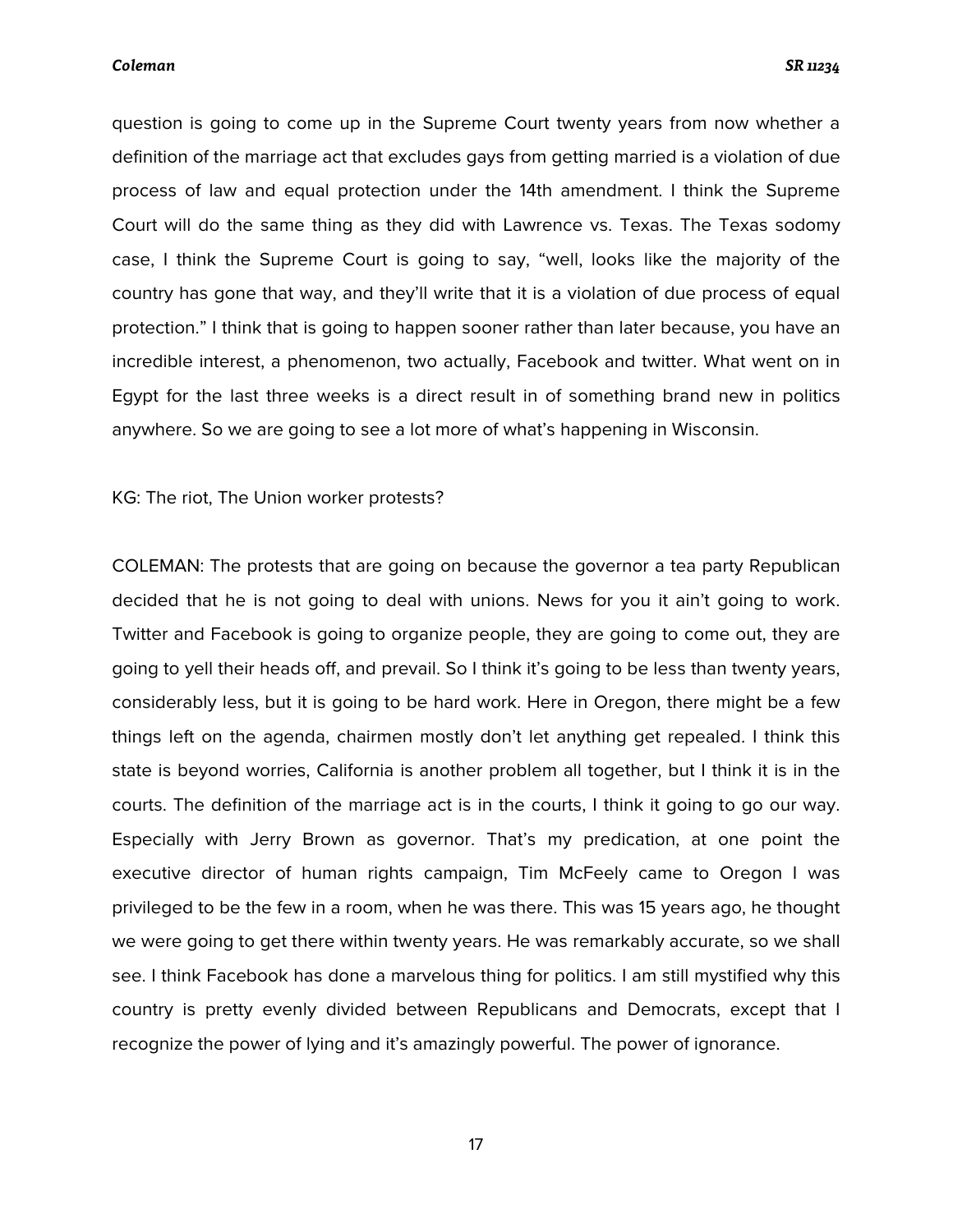question is going to come up in the Supreme Court twenty years from now whether a definition of the marriage act that excludes gays from getting married is a violation of due process of law and equal protection under the 14th amendment. I think the Supreme Court will do the same thing as they did with Lawrence vs. Texas. The Texas sodomy case, I think the Supreme Court is going to say, "well, looks like the majority of the country has gone that way, and they'll write that it is a violation of due process of equal protection." I think that is going to happen sooner rather than later because, you have an incredible interest, a phenomenon, two actually, Facebook and twitter. What went on in Egypt for the last three weeks is a direct result in of something brand new in politics anywhere. So we are going to see a lot more of what's happening in Wisconsin.

KG: The riot, The Union worker protests?

COLEMAN: The protests that are going on because the governor a tea party Republican decided that he is not going to deal with unions. News for you it ain't going to work. Twitter and Facebook is going to organize people, they are going to come out, they are going to yell their heads off, and prevail. So I think it's going to be less than twenty years, considerably less, but it is going to be hard work. Here in Oregon, there might be a few things left on the agenda, chairmen mostly don't let anything get repealed. I think this state is beyond worries, California is another problem all together, but I think it is in the courts. The definition of the marriage act is in the courts, I think it going to go our way. Especially with Jerry Brown as governor. That's my predication, at one point the executive director of human rights campaign, Tim McFeely came to Oregon I was privileged to be the few in a room, when he was there. This was 15 years ago, he thought we were going to get there within twenty years. He was remarkably accurate, so we shall see. I think Facebook has done a marvelous thing for politics. I am still mystified why this country is pretty evenly divided between Republicans and Democrats, except that I recognize the power of lying and it's amazingly powerful. The power of ignorance.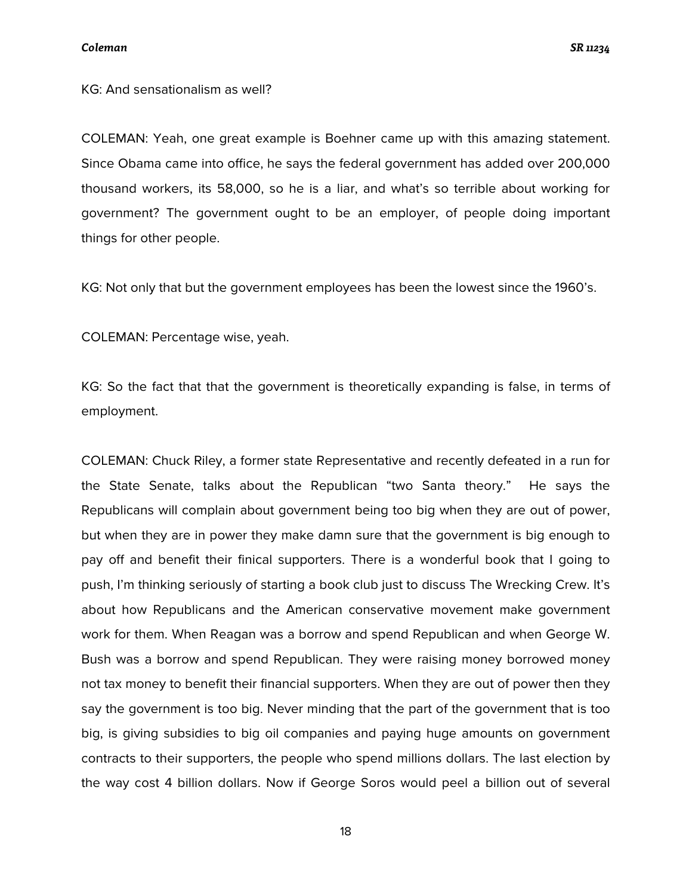KG: And sensationalism as well?

COLEMAN: Yeah, one great example is Boehner came up with this amazing statement. Since Obama came into office, he says the federal government has added over 200,000 thousand workers, its 58,000, so he is a liar, and what's so terrible about working for government? The government ought to be an employer, of people doing important things for other people.

KG: Not only that but the government employees has been the lowest since the 1960's.

COLEMAN: Percentage wise, yeah.

KG: So the fact that that the government is theoretically expanding is false, in terms of employment.

COLEMAN: Chuck Riley, a former state Representative and recently defeated in a run for the State Senate, talks about the Republican "two Santa theory." He says the Republicans will complain about government being too big when they are out of power, but when they are in power they make damn sure that the government is big enough to pay off and benefit their finical supporters. There is a wonderful book that I going to push, I'm thinking seriously of starting a book club just to discuss The Wrecking Crew. It's about how Republicans and the American conservative movement make government work for them. When Reagan was a borrow and spend Republican and when George W. Bush was a borrow and spend Republican. They were raising money borrowed money not tax money to benefit their financial supporters. When they are out of power then they say the government is too big. Never minding that the part of the government that is too big, is giving subsidies to big oil companies and paying huge amounts on government contracts to their supporters, the people who spend millions dollars. The last election by the way cost 4 billion dollars. Now if George Soros would peel a billion out of several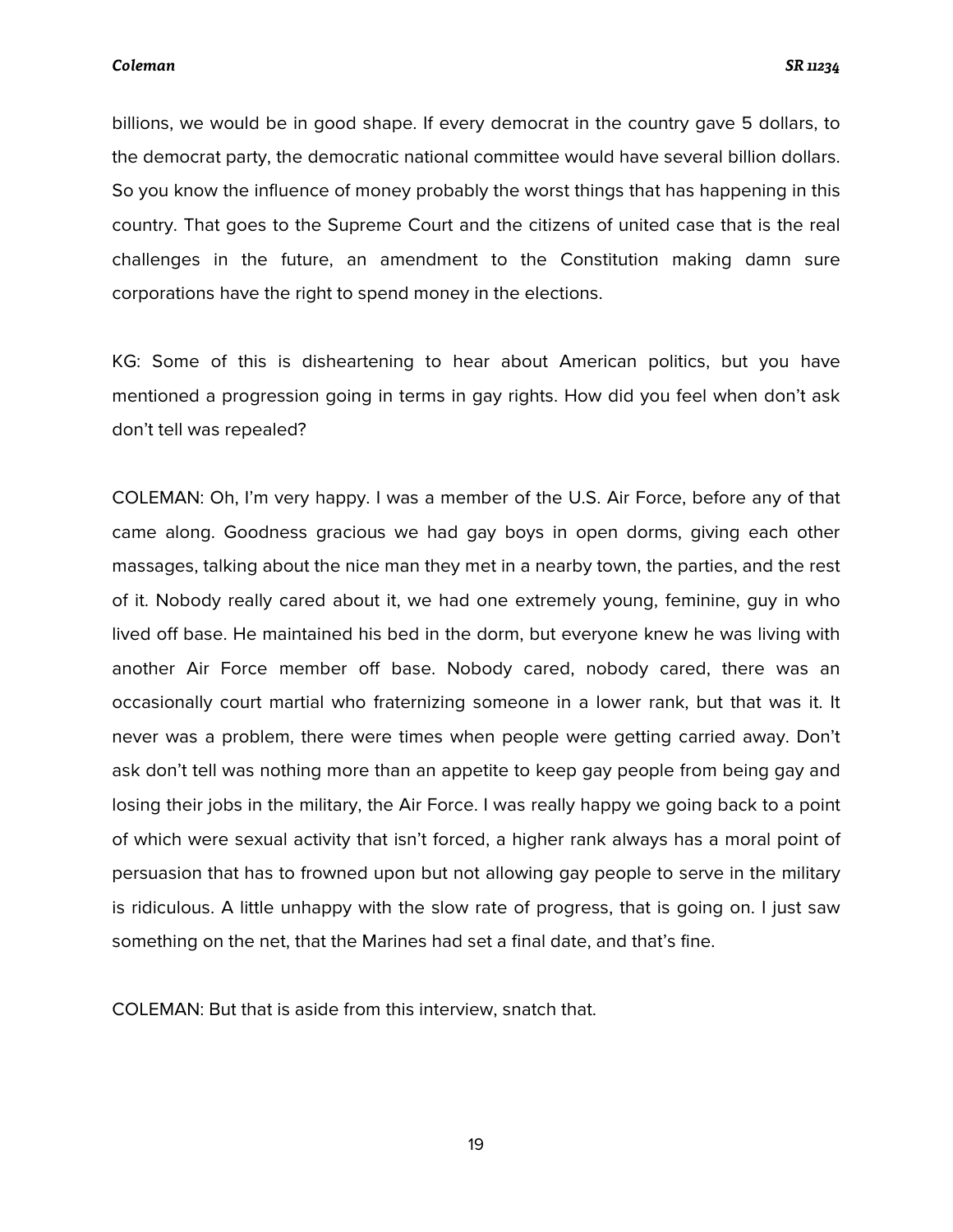billions, we would be in good shape. If every democrat in the country gave 5 dollars, to the democrat party, the democratic national committee would have several billion dollars. So you know the influence of money probably the worst things that has happening in this country. That goes to the Supreme Court and the citizens of united case that is the real challenges in the future, an amendment to the Constitution making damn sure corporations have the right to spend money in the elections.

KG: Some of this is disheartening to hear about American politics, but you have mentioned a progression going in terms in gay rights. How did you feel when don't ask don't tell was repealed?

COLEMAN: Oh, I'm very happy. I was a member of the U.S. Air Force, before any of that came along. Goodness gracious we had gay boys in open dorms, giving each other massages, talking about the nice man they met in a nearby town, the parties, and the rest of it. Nobody really cared about it, we had one extremely young, feminine, guy in who lived off base. He maintained his bed in the dorm, but everyone knew he was living with another Air Force member off base. Nobody cared, nobody cared, there was an occasionally court martial who fraternizing someone in a lower rank, but that was it. It never was a problem, there were times when people were getting carried away. Don't ask don't tell was nothing more than an appetite to keep gay people from being gay and losing their jobs in the military, the Air Force. I was really happy we going back to a point of which were sexual activity that isn't forced, a higher rank always has a moral point of persuasion that has to frowned upon but not allowing gay people to serve in the military is ridiculous. A little unhappy with the slow rate of progress, that is going on. I just saw something on the net, that the Marines had set a final date, and that's fine.

COLEMAN: But that is aside from this interview, snatch that.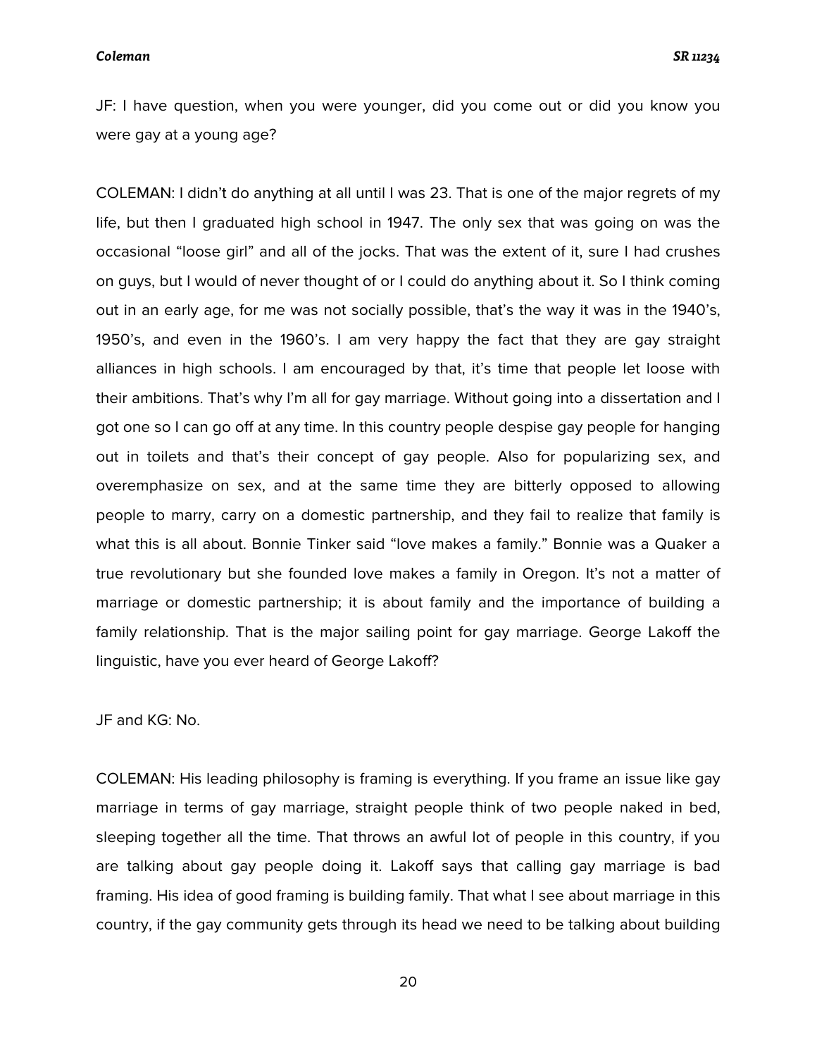JF: I have question, when you were younger, did you come out or did you know you were gay at a young age?

COLEMAN: I didn't do anything at all until I was 23. That is one of the major regrets of my life, but then I graduated high school in 1947. The only sex that was going on was the occasional "loose girl" and all of the jocks. That was the extent of it, sure I had crushes on guys, but I would of never thought of or I could do anything about it. So I think coming out in an early age, for me was not socially possible, that's the way it was in the 1940's, 1950's, and even in the 1960's. I am very happy the fact that they are gay straight alliances in high schools. I am encouraged by that, it's time that people let loose with their ambitions. That's why I'm all for gay marriage. Without going into a dissertation and I got one so I can go off at any time. In this country people despise gay people for hanging out in toilets and that's their concept of gay people. Also for popularizing sex, and overemphasize on sex, and at the same time they are bitterly opposed to allowing people to marry, carry on a domestic partnership, and they fail to realize that family is what this is all about. Bonnie Tinker said "love makes a family." Bonnie was a Quaker a true revolutionary but she founded love makes a family in Oregon. It's not a matter of marriage or domestic partnership; it is about family and the importance of building a family relationship. That is the major sailing point for gay marriage. George Lakoff the linguistic, have you ever heard of George Lakoff?

JF and KG: No.

COLEMAN: His leading philosophy is framing is everything. If you frame an issue like gay marriage in terms of gay marriage, straight people think of two people naked in bed, sleeping together all the time. That throws an awful lot of people in this country, if you are talking about gay people doing it. Lakoff says that calling gay marriage is bad framing. His idea of good framing is building family. That what I see about marriage in this country, if the gay community gets through its head we need to be talking about building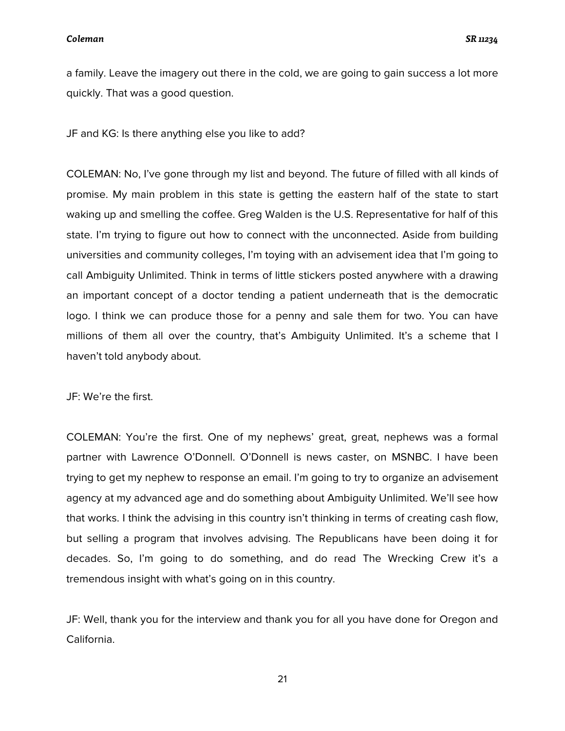a family. Leave the imagery out there in the cold, we are going to gain success a lot more quickly. That was a good question.

JF and KG: Is there anything else you like to add?

COLEMAN: No, I've gone through my list and beyond. The future of filled with all kinds of promise. My main problem in this state is getting the eastern half of the state to start waking up and smelling the coffee. Greg Walden is the U.S. Representative for half of this state. I'm trying to figure out how to connect with the unconnected. Aside from building universities and community colleges, I'm toying with an advisement idea that I'm going to call Ambiguity Unlimited. Think in terms of little stickers posted anywhere with a drawing an important concept of a doctor tending a patient underneath that is the democratic logo. I think we can produce those for a penny and sale them for two. You can have millions of them all over the country, that's Ambiguity Unlimited. It's a scheme that I haven't told anybody about.

JF: We're the first.

COLEMAN: You're the first. One of my nephews' great, great, nephews was a formal partner with Lawrence O'Donnell. O'Donnell is news caster, on MSNBC. I have been trying to get my nephew to response an email. I'm going to try to organize an advisement agency at my advanced age and do something about Ambiguity Unlimited. We'll see how that works. I think the advising in this country isn't thinking in terms of creating cash flow, but selling a program that involves advising. The Republicans have been doing it for decades. So, I'm going to do something, and do read The Wrecking Crew it's a tremendous insight with what's going on in this country.

JF: Well, thank you for the interview and thank you for all you have done for Oregon and California.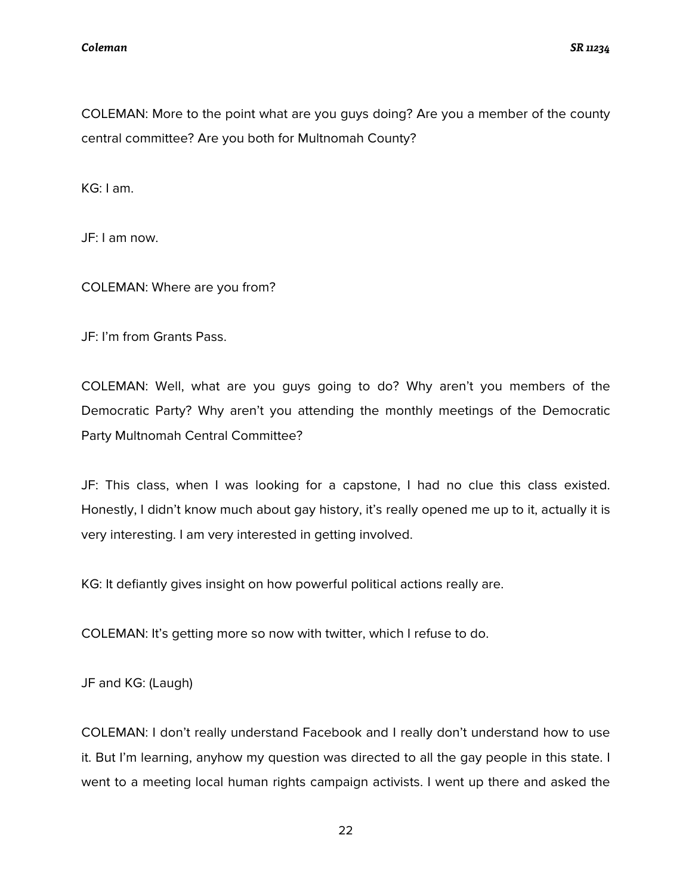COLEMAN: More to the point what are you guys doing? Are you a member of the county central committee? Are you both for Multnomah County?

KG: I am.

JF: I am now.

COLEMAN: Where are you from?

JF: I'm from Grants Pass.

COLEMAN: Well, what are you guys going to do? Why aren't you members of the Democratic Party? Why aren't you attending the monthly meetings of the Democratic Party Multnomah Central Committee?

JF: This class, when I was looking for a capstone, I had no clue this class existed. Honestly, I didn't know much about gay history, it's really opened me up to it, actually it is very interesting. I am very interested in getting involved.

KG: It defiantly gives insight on how powerful political actions really are.

COLEMAN: It's getting more so now with twitter, which I refuse to do.

JF and KG: (Laugh)

COLEMAN: I don't really understand Facebook and I really don't understand how to use it. But I'm learning, anyhow my question was directed to all the gay people in this state. I went to a meeting local human rights campaign activists. I went up there and asked the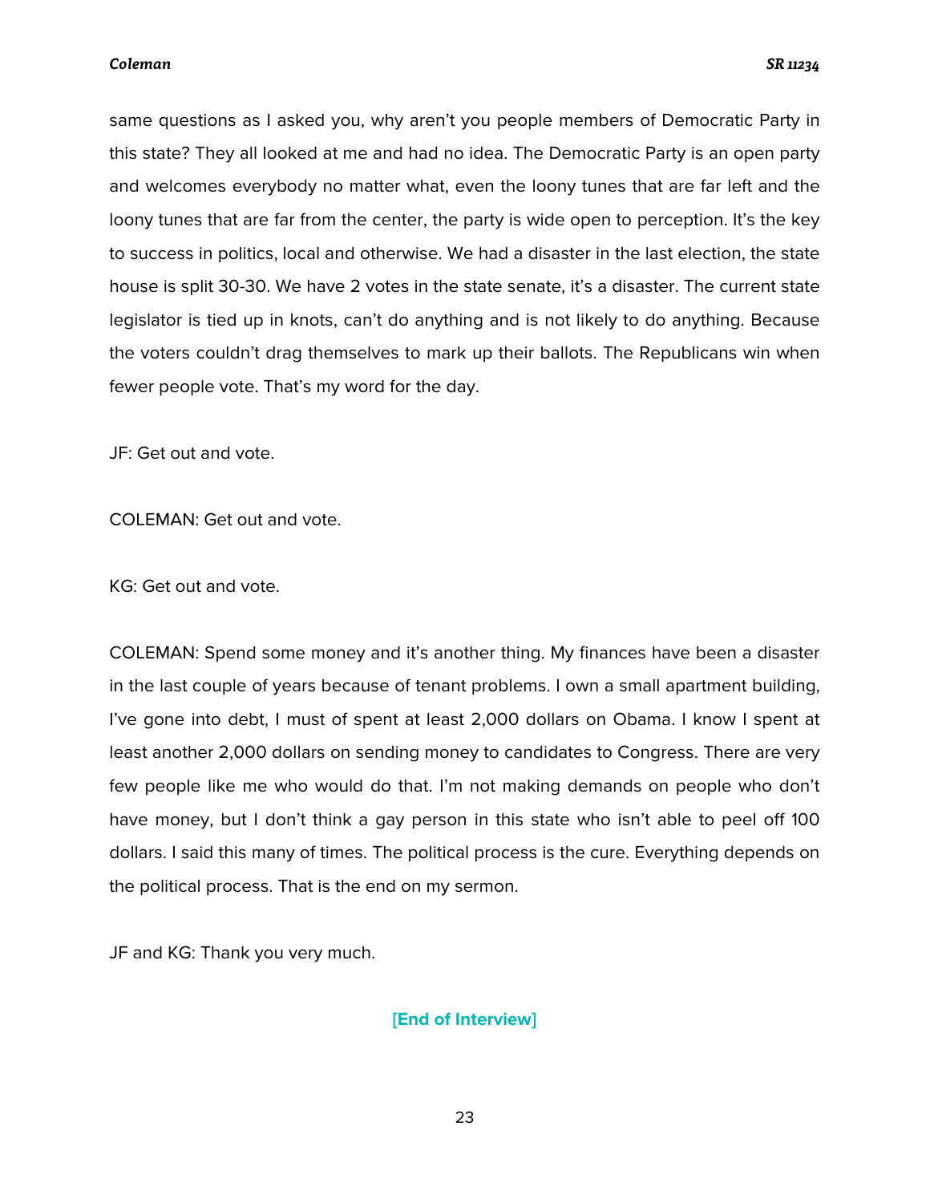same questions as I asked you, why aren't you people members of Democratic Party in this state? They all looked at me and had no idea. The Democratic Party is an open party and welcomes everybody no matter what, even the loony tunes that are far left and the loony tunes that are far from the center, the party is wide open to perception. It's the key to success in politics, local and otherwise. We had a disaster in the last election, the state house is split 30-30. We have 2 votes in the state senate, it's a disaster. The current state legislator is tied up in knots, can't do anything and is not likely to do anything. Because the voters couldn't drag themselves to mark up their ballots. The Republicans win when fewer people vote. That's my word for the day.

JF: Get out and vote.

COLEMAN: Get out and vote.

KG: Get out and vote.

COLEMAN: Spend some money and it's another thing. My finances have been a disaster in the last couple of years because of tenant problems. I own a small apartment building, I've gone into debt, I must of spent at least 2,000 dollars on Obama. I know I spent at least another 2,000 dollars on sending money to candidates to Congress. There are very few people like me who would do that. I'm not making demands on people who don't have money, but I don't think a gay person in this state who isn't able to peel off 100 dollars. I said this many of times. The political process is the cure. Everything depends on the political process. That is the end on my sermon.

JF and KG: Thank you very much.

**[End of Interview]**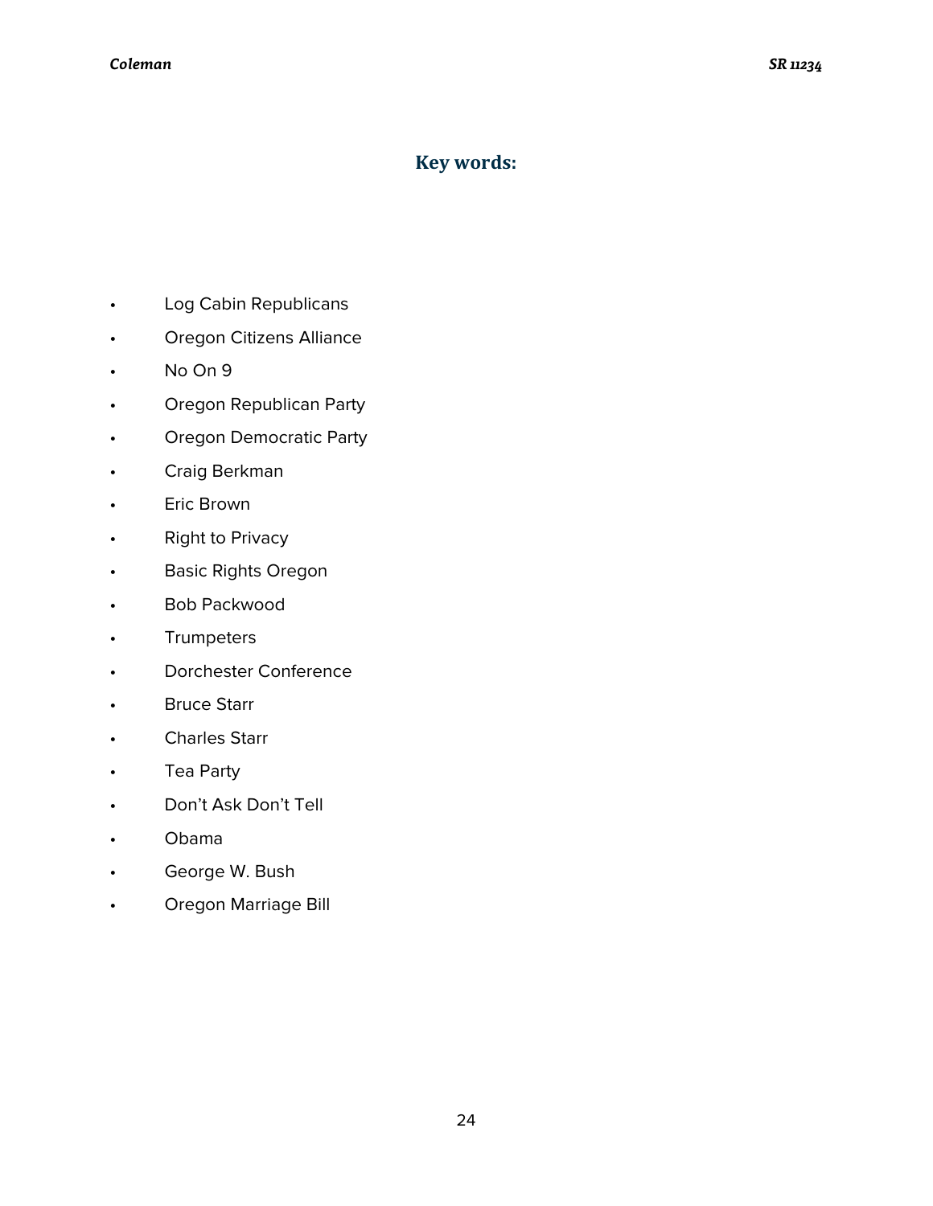## Key words:

- Log Cabin Republicans
- Oregon Citizens Alliance
- No On 9
- Oregon Republican Party
- Oregon Democratic Party
- Craig Berkman
- Eric Brown
- Right to Privacy
- Basic Rights Oregon
- Bob Packwood
- Trumpeters
- Dorchester Conference
- Bruce Starr
- Charles Starr
- Tea Party
- Don’t Ask Don’t Tell
- Obama
- George W. Bush
- Oregon Marriage Bill